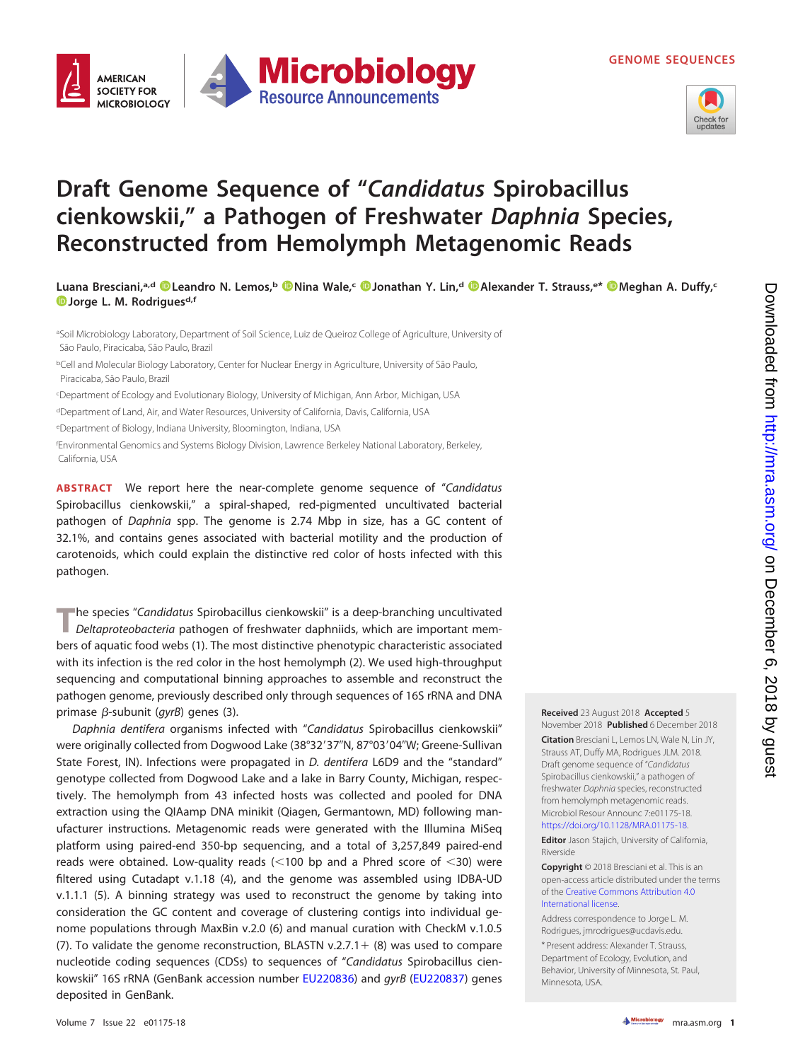GENOME SEQUENCES

# Draft Genome Sequence of "*Candidatus* Spirobacillus cienkowskii," a Pathogen of Freshwater *Daphnia* Species, Reconstructed from Hemolymph Metagenomic Reads

**Luana Bresciani,[a,d] Leandro N. Lemos,[b] Nina Wale,[c] Jonathan Y. Lin,[d] Alexander T. Strauss,[e*] Meghan A. Duffy,[c] Jorge L. M. Rodrigues[d,f]**

[a]Soil Microbiology Laboratory, Department of Soil Science, Luiz de Queiroz College of Agriculture, University of São Paulo, Piracicaba, São Paulo, Brazil

[b]Cell and Molecular Biology Laboratory, Center for Nuclear Energy in Agriculture, University of São Paulo, Piracicaba, São Paulo, Brazil

[c]Department of Ecology and Evolutionary Biology, University of Michigan, Ann Arbor, Michigan, USA

[d]Department of Land, Air, and Water Resources, University of California, Davis, California, USA

[e]Department of Biology, Indiana University, Bloomington, Indiana, USA

[f]Environmental Genomics and Systems Biology Division, Lawrence Berkeley National Laboratory, Berkeley, California, USA

**ABSTRACT** We report here the near-complete genome sequence of "*Candidatus* Spirobacillus cienkowskii," a spiral-shaped, red-pigmented uncultivated bacterial pathogen of *Daphnia* spp. The genome is 2.74 Mbp in size, has a GC content of 32.1%, and contains genes associated with bacterial motility and the production of carotenoids, which could explain the distinctive red color of hosts infected with this pathogen.

The species "*Candidatus* Spirobacillus cienkowskii" is a deep-branching uncultivated *Deltaproteobacteria* pathogen of freshwater daphniids, which are important members of aquatic food webs (1). The most distinctive phenotypic characteristic associated with its infection is the red color in the host hemolymph (2). We used high-throughput sequencing and computational binning approaches to assemble and reconstruct the pathogen genome, previously described only through sequences of 16S rRNA and DNA primase $\beta$-subunit (*gyrB*) genes (3).

*Daphnia dentifera* organisms infected with "*Candidatus* Spirobacillus cienkowskii" were originally collected from Dogwood Lake (38°32′37″N, 87°03′04″W; Greene-Sullivan State Forest, IN). Infections were propagated in *D. dentifera* L6D9 and the "standard" genotype collected from Dogwood Lake and a lake in Barry County, Michigan, respectively. The hemolymph from 43 infected hosts was collected and pooled for DNA extraction using the QIAmp DNA minikit (Qiagen, Germantown, MD) following manufacturer instructions. Metagenomic reads were generated with the Illumina MiSeq platform using paired-end 350-bp sequencing, and a total of 3,257,849 paired-end reads were obtained. Low-quality reads (<100 bp and a Phred score of <30) were filtered using Cutadapt v.1.18 (4), and the genome was assembled using IDBA-UD v.1.1.1 (5). A binning strategy was used to reconstruct the genome by taking into consideration the GC content and coverage of clustering contigs into individual genome populations through MaxBin v.2.0 (6) and manual curation with CheckM v.1.0.5 (7). To validate the genome reconstruction, BLASTN v.2.7.1+ (8) was used to compare nucleotide coding sequences (CDSs) to sequences of "*Candidatus* Spirobacillus cienkowskii" 16S rRNA (GenBank accession number EU220836) and *gyrB* (EU220837) genes deposited in GenBank.

**Received** 23 August 2018 **Accepted** 5 November 2018 **Published** 6 December 2018

**Citation** Bresciani L, Lemos LN, Wale N, Lin JY, Strauss AT, Duffy MA, Rodrigues JLM. 2018. Draft genome sequence of "*Candidatus* Spirobacillus cienkowskii," a pathogen of freshwater *Daphnia* species, reconstructed from hemolymph metagenomic reads. Microbiol Resour Announc 7:e01175-18. https://doi.org/10.1128/MRA.01175-18.

**Editor** Jason Stajich, University of California, Riverside

**Copyright** © 2018 Bresciani et al. This is an open-access article distributed under the terms of the Creative Commons Attribution 4.0 International license.

Address correspondence to Jorge L. M. Rodrigues, jmrodrigues@ucdavis.edu.

* Present address: Alexander T. Strauss, Department of Ecology, Evolution, and Behavior, University of Minnesota, St. Paul, Minnesota, USA.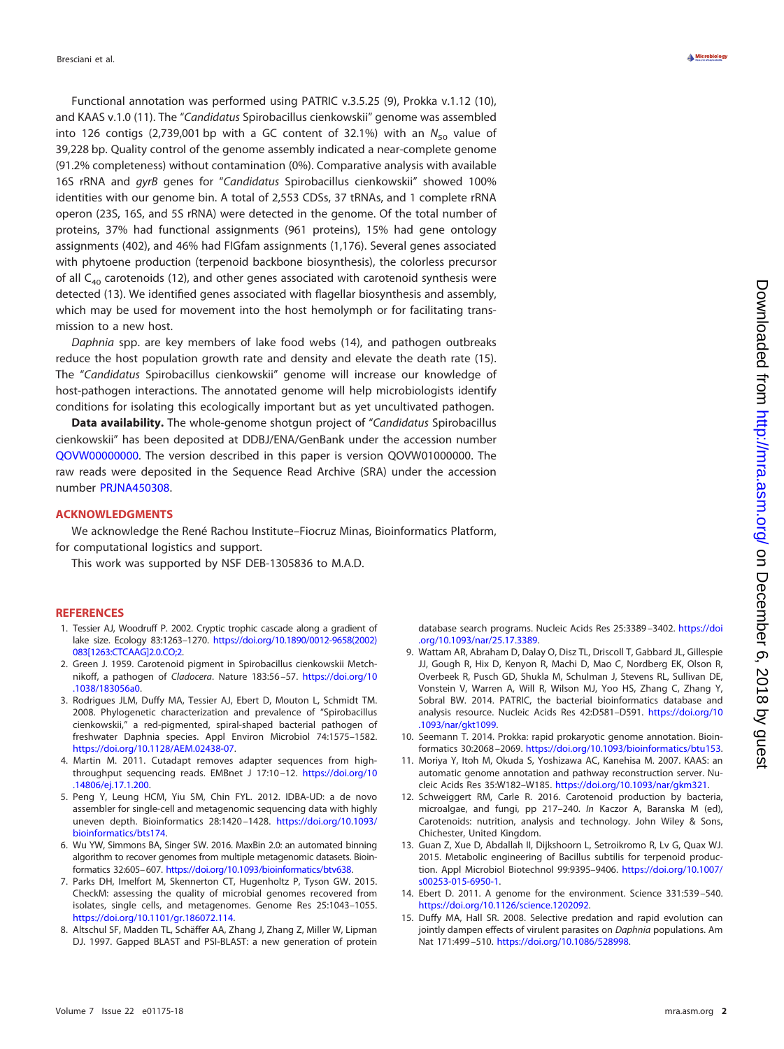Functional annotation was performed using PATRIC v.3.5.25 (9), Prokka v.1.12 (10), and KAAS v.1.0 (11). The "*Candidatus* Spirobacillus cienkowskii" genome was assembled into 126 contigs (2,739,001 bp with a GC content of 32.1%) with an $N_{50}$ value of 39,228 bp. Quality control of the genome assembly indicated a near-complete genome (91.2% completeness) without contamination (0%). Comparative analysis with available 16S rRNA and *gyrB* genes for "*Candidatus* Spirobacillus cienkowskii" showed 100% identities with our genome bin. A total of 2,553 CDSs, 37 tRNAs, and 1 complete rRNA operon (23S, 16S, and 5S rRNA) were detected in the genome. Of the total number of proteins, 37% had functional assignments (961 proteins), 15% had gene ontology assignments (402), and 46% had FIGfam assignments (1,176). Several genes associated with phytoene production (terpenoid backbone biosynthesis), the colorless precursor of all $C_{40}$ carotenoids (12), and other genes associated with carotenoid synthesis were detected (13). We identified genes associated with flagellar biosynthesis and assembly, which may be used for movement into the host hemolymph or for facilitating transmission to a new host.

*Daphnia* spp. are key members of lake food webs (14), and pathogen outbreaks reduce the host population growth rate and density and elevate the death rate (15). The "*Candidatus* Spirobacillus cienkowskii" genome will increase our knowledge of host-pathogen interactions. The annotated genome will help microbiologists identify conditions for isolating this ecologically important but as yet uncultivated pathogen.

**Data availability.** The whole-genome shotgun project of "*Candidatus* Spirobacillus cienkowskii" has been deposited at DDBJ/ENA/GenBank under the accession number QOVW00000000. The version described in this paper is version QOVW01000000. The raw reads were deposited in the Sequence Read Archive (SRA) under the accession number PRJNA450308.

## ACKNOWLEDGMENTS

We acknowledge the René Rachou Institute–Fiocruz Minas, Bioinformatics Platform, for computational logistics and support.

This work was supported by NSF DEB-1305836 to M.A.D.

## REFERENCES

1. Tessier AJ, Woodruff P. 2002. Cryptic trophic cascade along a gradient of lake size. Ecology 83:1263–1270. https://doi.org/10.1890/0012-9658(2002)083[1263:CTCAAG]2.0.CO;2.
2. Green J. 1959. Carotenoid pigment in Spirobacillus cienkowskii Metchnikoff, a pathogen of *Cladocera*. Nature 183:56–57. https://doi.org/10.1038/183056a0.
3. Rodrigues JLM, Duffy MA, Tessier AJ, Ebert D, Mouton L, Schmidt TM. 2008. Phylogenetic characterization and prevalence of "Spirobacillus cienkowskii," a red-pigmented, spiral-shaped bacterial pathogen of freshwater Daphnia species. Appl Environ Microbiol 74:1575–1582. https://doi.org/10.1128/AEM.02438-07.
4. Martin M. 2011. Cutadapt removes adapter sequences from high-throughput sequencing reads. EMBnet J 17:10–12. https://doi.org/10.14806/ej.17.1.200.
5. Peng Y, Leung HCM, Yiu SM, Chin FYL. 2012. IDBA-UD: a de novo assembler for single-cell and metagenomic sequencing data with highly uneven depth. Bioinformatics 28:1420–1428. https://doi.org/10.1093/bioinformatics/bts174.
6. Wu YW, Simmons BA, Singer SW. 2016. MaxBin 2.0: an automated binning algorithm to recover genomes from multiple metagenomic datasets. Bioinformatics 32:605–607. https://doi.org/10.1093/bioinformatics/btv638.
7. Parks DH, Imelfort M, Skennerton CT, Hugenholtz P, Tyson GW. 2015. CheckM: assessing the quality of microbial genomes recovered from isolates, single cells, and metagenomes. Genome Res 25:1043–1055. https://doi.org/10.1101/gr.186072.114.
8. Altschul SF, Madden TL, Schäffer AA, Zhang J, Zhang Z, Miller W, Lipman DJ. 1997. Gapped BLAST and PSI-BLAST: a new generation of protein database search programs. Nucleic Acids Res 25:3389–3402. https://doi.org/10.1093/nar/25.17.3389.
9. Wattam AR, Abraham D, Dalay O, Disz TL, Driscoll T, Gabbard JL, Gillespie JJ, Gough R, Hix D, Kenyon R, Machi D, Mao C, Nordberg EK, Olson R, Overbeek R, Pusch GD, Shukla M, Schulman J, Stevens RL, Sullivan DE, Vonstein V, Warren A, Will R, Wilson MJ, Yoo HS, Zhang C, Zhang Y, Sobral BW. 2014. PATRIC, the bacterial bioinformatics database and analysis resource. Nucleic Acids Res 42:D581–D591. https://doi.org/10.1093/nar/gkt1099.
10. Seemann T. 2014. Prokka: rapid prokaryotic genome annotation. Bioinformatics 30:2068–2069. https://doi.org/10.1093/bioinformatics/btu153.
11. Moriya Y, Itoh M, Okuda S, Yoshizawa AC, Kanehisa M. 2007. KAAS: an automatic genome annotation and pathway reconstruction server. Nucleic Acids Res 35:W182–W185. https://doi.org/10.1093/nar/gkm321.
12. Schweiggert RM, Carle R. 2016. Carotenoid production by bacteria, microalgae, and fungi, pp 217–240. *In* Kaczor A, Baranska M (ed), Carotenoids: nutrition, analysis and technology. John Wiley & Sons, Chichester, United Kingdom.
13. Guan Z, Xue D, Abdallah II, Dijkshoorn L, Setroikromo R, Lv G, Quax WJ. 2015. Metabolic engineering of Bacillus subtilis for terpenoid production. Appl Microbiol Biotechnol 99:9395–9406. https://doi.org/10.1007/s00253-015-6950-1.
14. Ebert D. 2011. A genome for the environment. Science 331:539–540. https://doi.org/10.1126/science.1202092.
15. Duffy MA, Hall SR. 2008. Selective predation and rapid evolution can jointly dampen effects of virulent parasites on *Daphnia* populations. Am Nat 171:499–510. https://doi.org/10.1086/528998.